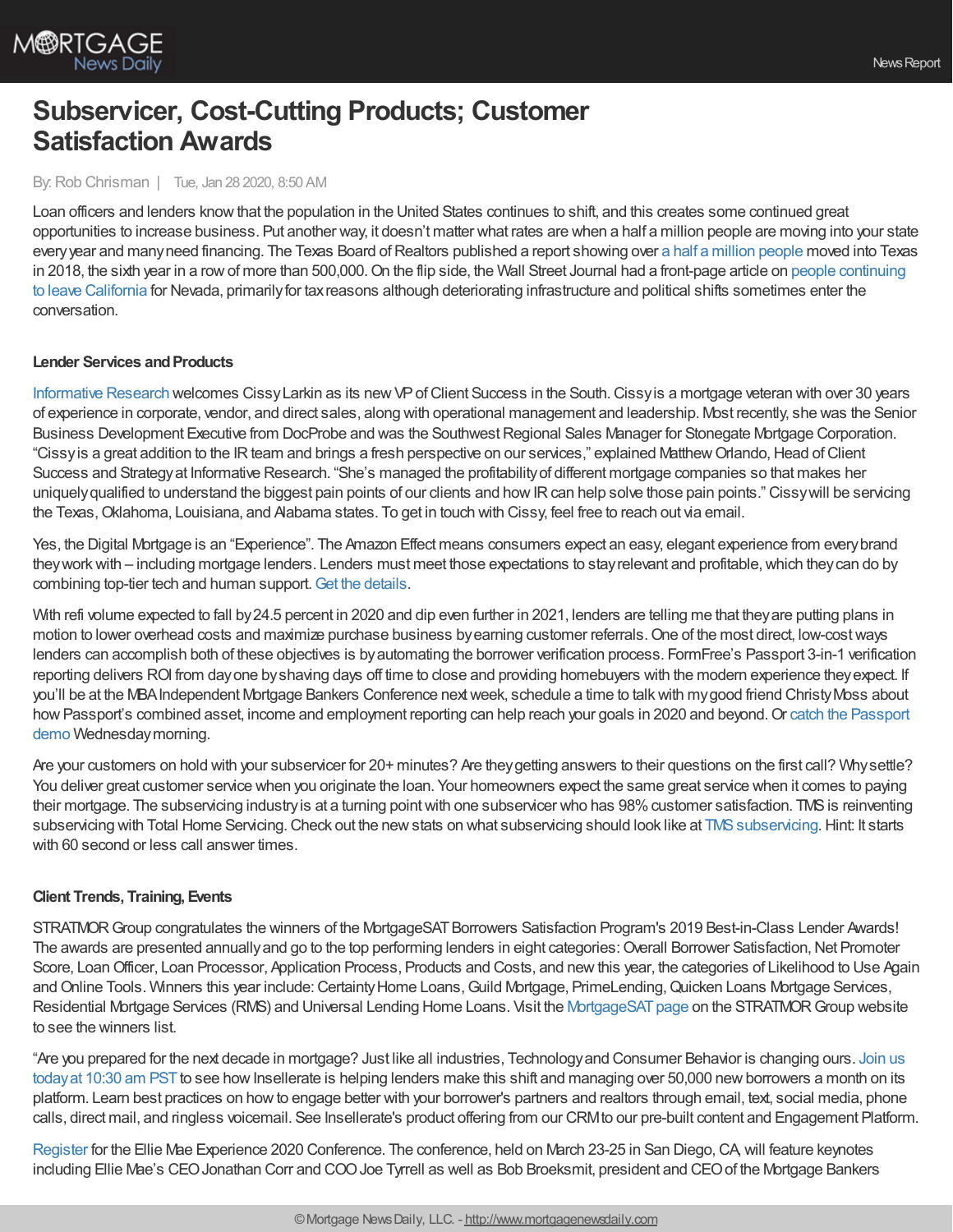# Subservicer, Cost-Cutting Products; Customer Satisfaction Awards

By: Rob Chrisman | Tue, Jan 28 2020, 8:50 AM

Loan officers and lenders know that the population in the United States continues to shift, and this creates some continued great opportunities to increase business. Put another way, it doesn't matter what rates are when a half a million people are moving into your state every year and many need financing. The Texas Board of Realtors published a report showing over a half a million people moved into Texas in 2018, the sixth year in a row of more than 500,000. On the flip side, the Wall Street Journal had a front-page article on people continuing to leave California for Nevada, primarily for tax reasons although deteriorating infrastructure and political shifts sometimes enter the conversation.

### Lender Services and Products

Informative Research welcomes Cissy Larkin as its new VP of Client Success in the South. Cissy is a mortgage veteran with over 30 years of experience in corporate, vendor, and direct sales, along with operational management and leadership. Most recently, she was the Senior Business Development Executive from DocProbe and was the Southwest Regional Sales Manager for Stonegate Mortgage Corporation. "Cissy is a great addition to the IR team and brings a fresh perspective on our services," explained Matthew Orlando, Head of Client Success and Strategy at Informative Research. "She's managed the profitability of different mortgage companies so that makes her uniquely qualified to understand the biggest pain points of our clients and how IR can help solve those pain points." Cissy will be servicing the Texas, Oklahoma, Louisiana, and Alabama states. To get in touch with Cissy, feel free to reach out via email.

Yes, the Digital Mortgage is an "Experience". The Amazon Effect means consumers expect an easy, elegant experience from every brand they work with – including mortgage lenders. Lenders must meet those expectations to stay relevant and profitable, which they can do by combining top-tier tech and human support. Get the details.

With refi volume expected to fall by 24.5 percent in 2020 and dip even further in 2021, lenders are telling me that they are putting plans in motion to lower overhead costs and maximize purchase business by earning customer referrals. One of the most direct, low-cost ways lenders can accomplish both of these objectives is by automating the borrower verification process. FormFree's Passport 3-in-1 verification reporting delivers ROI from day one by shaving days off time to close and providing homebuyers with the modern experience they expect. If you'll be at the MBA Independent Mortgage Bankers Conference next week, schedule a time to talk with my good friend Christy Moss about how Passport's combined asset, income and employment reporting can help reach your goals in 2020 and beyond. Or catch the Passport demo Wednesday morning.

Are your customers on hold with your subservicer for 20+ minutes? Are they getting answers to their questions on the first call? Why settle? You deliver great customer service when you originate the loan. Your homeowners expect the same great service when it comes to paying their mortgage. The subservicing industry is at a turning point with one subservicer who has 98% customer satisfaction. TMS is reinventing subservicing with Total Home Servicing. Check out the new stats on what subservicing should look like at TMS subservicing. Hint: It starts with 60 second or less call answer times.

### Client Trends, Training, Events

STRATMOR Group congratulates the winners of the MortgageSAT Borrowers Satisfaction Program's 2019 Best-in-Class Lender Awards! The awards are presented annually and go to the top performing lenders in eight categories: Overall Borrower Satisfaction, Net Promoter Score, Loan Officer, Loan Processor, Application Process, Products and Costs, and new this year, the categories of Likelihood to Use Again and Online Tools. Winners this year include: Certainty Home Loans, Guild Mortgage, PrimeLending, Quicken Loans Mortgage Services, Residential Mortgage Services (RMS) and Universal Lending Home Loans. Visit the MortgageSAT page on the STRATMOR Group website to see the winners list.

"Are you prepared for the next decade in mortgage? Just like all industries, Technology and Consumer Behavior is changing ours. Join us today at 10:30 am PST to see how Insellerate is helping lenders make this shift and managing over 50,000 new borrowers a month on its platform. Learn best practices on how to engage better with your borrower's partners and realtors through email, text, social media, phone calls, direct mail, and ringless voicemail. See Insellerate's product offering from our CRM to our pre-built content and Engagement Platform.

Register for the Ellie Mae Experience 2020 Conference. The conference, held on March 23-25 in San Diego, CA, will feature keynotes including Ellie Mae's CEO Jonathan Corr and COO Joe Tyrrell as well as Bob Broeksmit, president and CEO of the Mortgage Bankers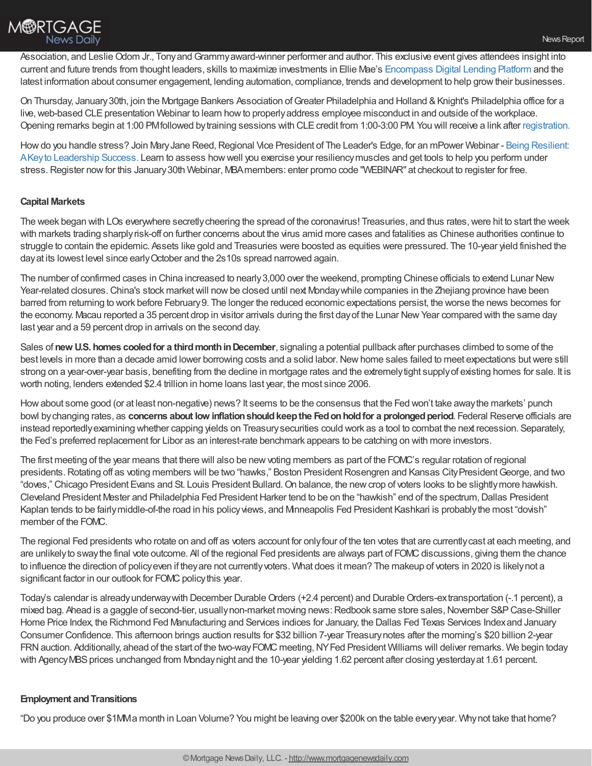Association, and Leslie Odom Jr., Tony and Grammy award-winner performer and author. This exclusive event gives attendees insight into current and future trends from thought leaders, skills to maximize investments in Ellie Mae's Encompass Digital Lending Platform and the latest information about consumer engagement, lending automation, compliance, trends and development to help grow their businesses.

On Thursday, January 30th, join the Mortgage Bankers Association of Greater Philadelphia and Holland & Knight's Philadelphia office for a live, web-based CLE presentation Webinar to learn how to properly address employee misconduct in and outside of the workplace. Opening remarks begin at 1:00 PM followed by training sessions with CLE credit from 1:00-3:00 PM. You will receive a link after registration.

How do you handle stress? Join Mary Jane Reed, Regional Vice President of The Leader's Edge, for an mPower Webinar - Being Resilient: A Key to Leadership Success. Learn to assess how well you exercise your resiliency muscles and get tools to help you perform under stress. Register now for this January 30th Webinar, MBA members: enter promo code "WEBINAR" at checkout to register for free.

**Capital Markets**

The week began with LOs everywhere secretly cheering the spread of the coronavirus! Treasuries, and thus rates, were hit to start the week with markets trading sharply risk-off on further concerns about the virus amid more cases and fatalities as Chinese authorities continue to struggle to contain the epidemic. Assets like gold and Treasuries were boosted as equities were pressured. The 10-year yield finished the day at its lowest level since early October and the 2s10s spread narrowed again.

The number of confirmed cases in China increased to nearly 3,000 over the weekend, prompting Chinese officials to extend Lunar New Year-related closures. China's stock market will now be closed until next Monday while companies in the Zhejiang province have been barred from returning to work before February 9. The longer the reduced economic expectations persist, the worse the news becomes for the economy. Macau reported a 35 percent drop in visitor arrivals during the first day of the Lunar New Year compared with the same day last year and a 59 percent drop in arrivals on the second day.

Sales of **new U.S. homes cooled for a third month in December**, signaling a potential pullback after purchases climbed to some of the best levels in more than a decade amid lower borrowing costs and a solid labor. New home sales failed to meet expectations but were still strong on a year-over-year basis, benefiting from the decline in mortgage rates and the extremely tight supply of existing homes for sale. It is worth noting, lenders extended $2.4 trillion in home loans last year, the most since 2006.

How about some good (or at least non-negative) news? It seems to be the consensus that the Fed won't take away the markets' punch bowl by changing rates, as **concerns about low inflation should keep the Fed on hold for a prolonged period**. Federal Reserve officials are instead reportedly examining whether capping yields on Treasury securities could work as a tool to combat the next recession. Separately, the Fed's preferred replacement for Libor as an interest-rate benchmark appears to be catching on with more investors.

The first meeting of the year means that there will also be new voting members as part of the FOMC's regular rotation of regional presidents. Rotating off as voting members will be two "hawks," Boston President Rosengren and Kansas City President George, and two "doves," Chicago President Evans and St. Louis President Bullard. On balance, the new crop of voters looks to be slightly more hawkish. Cleveland President Mester and Philadelphia Fed President Harker tend to be on the "hawkish" end of the spectrum, Dallas President Kaplan tends to be fairly middle-of-the road in his policy views, and Minneapolis Fed President Kashkari is probably the most "dovish" member of the FOMC.

The regional Fed presidents who rotate on and off as voters account for only four of the ten votes that are currently cast at each meeting, and are unlikely to sway the final vote outcome. All of the regional Fed presidents are always part of FOMC discussions, giving them the chance to influence the direction of policy even if they are not currently voters. What does it mean? The makeup of voters in 2020 is likely not a significant factor in our outlook for FOMC policy this year.

Today's calendar is already underway with December Durable Orders (+2.4 percent) and Durable Orders-ex transportation (-.1 percent), a mixed bag. Ahead is a gaggle of second-tier, usually non-market moving news: Redbook same store sales, November S&P Case-Shiller Home Price Index, the Richmond Fed Manufacturing and Services indices for January, the Dallas Fed Texas Services Index and January Consumer Confidence. This afternoon brings auction results for $32 billion 7-year Treasury notes after the morning's $20 billion 2-year FRN auction. Additionally, ahead of the start of the two-way FOMC meeting, NY Fed President Williams will deliver remarks. We begin today with Agency MBS prices unchanged from Monday night and the 10-year yielding 1.62 percent after closing yesterday at 1.61 percent.

**Employment and Transitions**

"Do you produce over $1MM a month in Loan Volume? You might be leaving over $200k on the table every year. Why not take that home?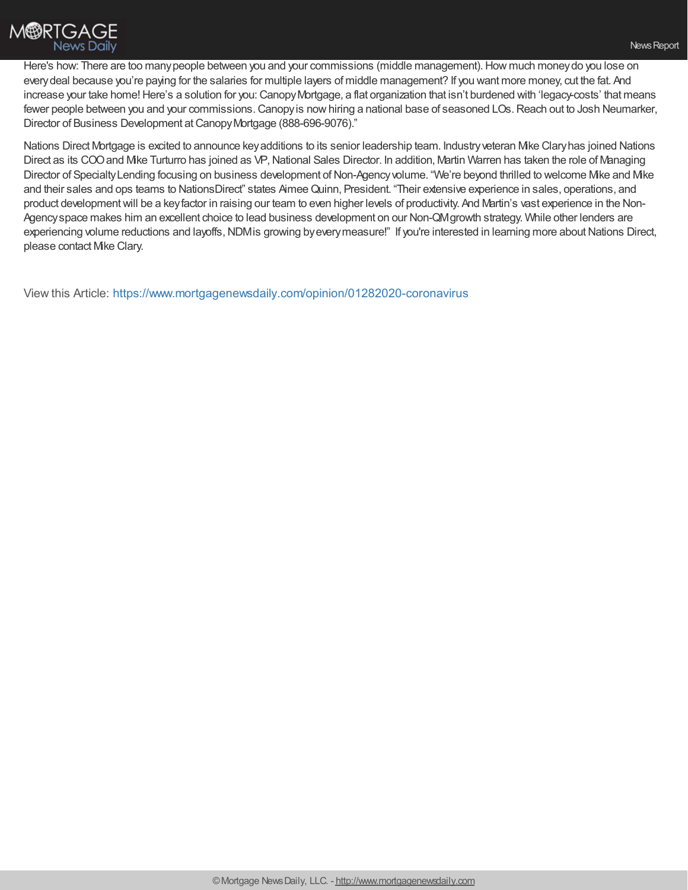Here's how: There are too many people between you and your commissions (middle management). How much money do you lose on every deal because you're paying for the salaries for multiple layers of middle management? If you want more money, cut the fat. And increase your take home! Here's a solution for you: Canopy Mortgage, a flat organization that isn't burdened with 'legacy-costs' that means fewer people between you and your commissions. Canopy is now hiring a national base of seasoned LOs. Reach out to Josh Neumarker, Director of Business Development at Canopy Mortgage (888-696-9076)."

Nations Direct Mortgage is excited to announce key additions to its senior leadership team. Industry veteran Mike Clary has joined Nations Direct as its COO and Mike Turturro has joined as VP, National Sales Director. In addition, Martin Warren has taken the role of Managing Director of Specialty Lending focusing on business development of Non-Agency volume. "We're beyond thrilled to welcome Mike and Mike and their sales and ops teams to NationsDirect" states Aimee Quinn, President. "Their extensive experience in sales, operations, and product development will be a key factor in raising our team to even higher levels of productivity. And Martin's vast experience in the Non-Agency space makes him an excellent choice to lead business development on our Non-QM growth strategy. While other lenders are experiencing volume reductions and layoffs, NDM is growing by every measure!" If you're interested in learning more about Nations Direct, please contact Mike Clary.

View this Article: https://www.mortgagenewsdaily.com/opinion/01282020-coronavirus